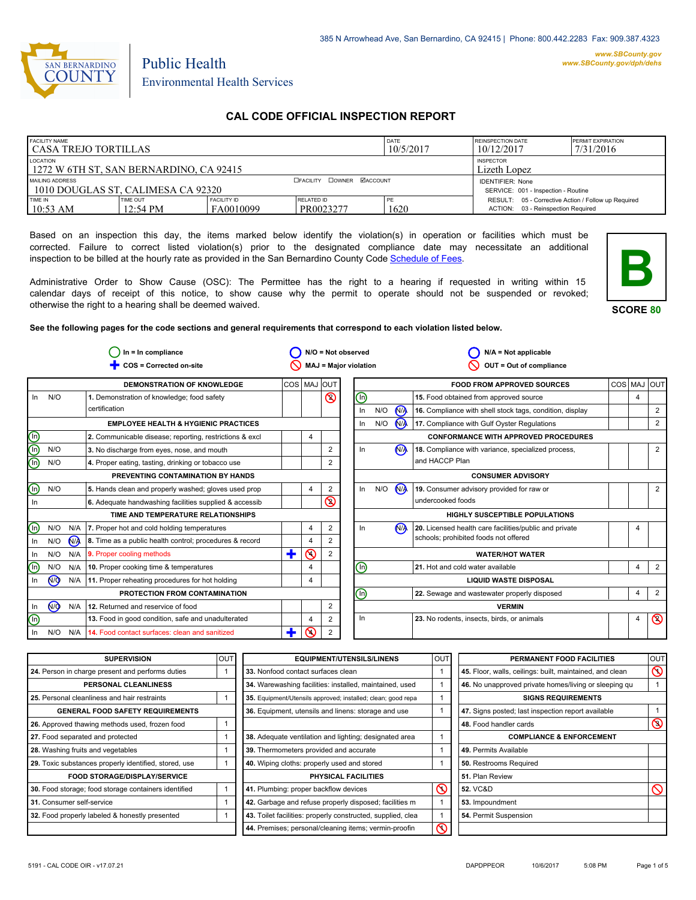385 N Arrowhead Ave, San Bernardino, CA 92415 | Phone: 800.442.2283 Fax: 909.387.4323

www.SBCounty.gov
www.SBCounty.gov/dph/dehs

SAN BERNARDINO COUNTY

Public Health
Environmental Health Services

# CAL CODE OFFICIAL INSPECTION REPORT

| FACILITY NAME | | | | DATE | REINSPECTION DATE | PERMIT EXPIRATION |
|---|---|---|---|---|---|---|
| CASA TREJO TORTILLAS | | | | 10/5/2017 | 10/12/2017 | 7/31/2016 |
| LOCATION: 1272 W 6TH ST, SAN BERNARDINO, CA 92415 | | | | | INSPECTOR: Lizeth Lopez | |
| MAILING ADDRESS: 1010 DOUGLAS ST, CALIMESA CA 92320 | | ☐FACILITY ☐OWNER ☑ACCOUNT | | | IDENTIFIER: None<br>SERVICE: 001 - Inspection - Routine | |
| TIME IN | TIME OUT | FACILITY ID | RELATED ID | PE | RESULT: 05 - Corrective Action / Follow up Required<br>ACTION: 03 - Reinspection Required | |
| 10:53 AM | 12:54 PM | FA0010099 | PR0023277 | 1620 | | |

Based on an inspection this day, the items marked below identify the violation(s) in operation or facilities which must be corrected. Failure to correct listed violation(s) prior to the designated compliance date may necessitate an additional inspection to be billed at the hourly rate as provided in the San Bernardino County Code Schedule of Fees.

Administrative Order to Show Cause (OSC): The Permittee has the right to a hearing if requested in writing within 15 calendar days of receipt of this notice, to show cause why the permit to operate should not be suspended or revoked; otherwise the right to a hearing shall be deemed waived.

**B**

**SCORE 80**

**See the following pages for the code sections and general requirements that correspond to each violation listed below.**

In = In compliance | N/O = Not observed | N/A = Not applicable | COS = Corrected on-site | MAJ = Major violation | OUT = Out of compliance

| | | | DEMONSTRATION OF KNOWLEDGE | COS | MAJ | OUT |
|---|---|---|---|---|---|---|
| In | N/O | | 1. Demonstration of knowledge; food safety certification | | | ⊘ 2 |
| | | | **EMPLOYEE HEALTH & HYGIENIC PRACTICES** | | | |
| (In) | | | 2. Communicable disease; reporting, restrictions & excl | | 4 | |
| (In) | N/O | | 3. No discharge from eyes, nose, and mouth | | | 2 |
| (In) | N/O | | 4. Proper eating, tasting, drinking or tobacco use | | | 2 |
| | | | **PREVENTING CONTAMINATION BY HANDS** | | | |
| (In) | N/O | | 5. Hands clean and properly washed; gloves used prop | | 4 | 2 |
| In | | | 6. Adequate handwashing facilities supplied & accessib | | | ⊘ 2 |
| | | | **TIME AND TEMPERATURE RELATIONSHIPS** | | | |
| (In) | N/O | N/A | 7. Proper hot and cold holding temperatures | | 4 | 2 |
| In | N/O | (N/A) | 8. Time as a public health control; procedures & record | | 4 | 2 |
| In | N/O | N/A | 9. Proper cooling methods | + | ⊘ 4 | 2 |
| (In) | N/O | N/A | 10. Proper cooking time & temperatures | | 4 | |
| In | (N/O) | N/A | 11. Proper reheating procedures for hot holding | | 4 | |
| | | | **PROTECTION FROM CONTAMINATION** | | | |
| In | (N/O) | N/A | 12. Returned and reservice of food | | | 2 |
| (In) | | | 13. Food in good condition, safe and unadulterated | | 4 | 2 |
| In | N/O | N/A | 14. Food contact surfaces: clean and sanitized | + | ⊘ 4 | 2 |

| | | | FOOD FROM APPROVED SOURCES | COS | MAJ | OUT |
|---|---|---|---|---|---|---|
| (In) | | | 15. Food obtained from approved source | | 4 | |
| In | N/O | (N/A) | 16. Compliance with shell stock tags, condition, display | | | 2 |
| In | N/O | (N/A) | 17. Compliance with Gulf Oyster Regulations | | | 2 |
| | | | **CONFORMANCE WITH APPROVED PROCEDURES** | | | |
| In | | (N/A) | 18. Compliance with variance, specialized process, and HACCP Plan | | | 2 |
| | | | **CONSUMER ADVISORY** | | | |
| In | N/O | (N/A) | 19. Consumer advisory provided for raw or undercooked foods | | | 2 |
| | | | **HIGHLY SUSCEPTIBLE POPULATIONS** | | | |
| In | | (N/A) | 20. Licensed health care facilities/public and private schools; prohibited foods not offered | | 4 | |
| | | | **WATER/HOT WATER** | | | |
| (In) | | | 21. Hot and cold water available | | 4 | 2 |
| | | | **LIQUID WASTE DISPOSAL** | | | |
| (In) | | | 22. Sewage and wastewater properly disposed | | 4 | 2 |
| | | | **VERMIN** | | | |
| In | | | 23. No rodents, insects, birds, or animals | | 4 | ⊘ 2 |

| SUPERVISION | OUT |
|---|---|
| 24. Person in charge present and performs duties | 1 |
| **PERSONAL CLEANLINESS** | |
| 25. Personal cleanliness and hair restraints | 1 |
| **GENERAL FOOD SAFETY REQUIREMENTS** | |
| 26. Approved thawing methods used, frozen food | 1 |
| 27. Food separated and protected | 1 |
| 28. Washing fruits and vegetables | 1 |
| 29. Toxic substances properly identified, stored, use | 1 |
| **FOOD STORAGE/DISPLAY/SERVICE** | |
| 30. Food storage; food storage containers identified | 1 |
| 31. Consumer self-service | 1 |
| 32. Food properly labeled & honestly presented | 1 |

| EQUIPMENT/UTENSILS/LINENS | OUT |
|---|---|
| 33. Nonfood contact surfaces clean | 1 |
| 34. Warewashing facilities: installed, maintained, used | 1 |
| 35. Equipment/Utensils approved; installed; clean; good repa | 1 |
| 36. Equipment, utensils and linens: storage and use | 1 |
| 38. Adequate ventilation and lighting; designated area | 1 |
| 39. Thermometers provided and accurate | 1 |
| 40. Wiping cloths: properly used and stored | 1 |
| **PHYSICAL FACILITIES** | |
| 41. Plumbing: proper backflow devices | ⊘ 1 |
| 42. Garbage and refuse properly disposed; facilities m | 1 |
| 43. Toilet facilities: properly constructed, supplied, clea | 1 |
| 44. Premises; personal/cleaning items; vermin-proofin | ⊘ 1 |

| PERMANENT FOOD FACILITIES | OUT |
|---|---|
| 45. Floor, walls, ceilings: built, maintained, and clean | ⊘ 1 |
| 46. No unapproved private homes/living or sleeping qu | 1 |
| **SIGNS REQUIREMENTS** | |
| 47. Signs posted; last inspection report available | 1 |
| 48. Food handler cards | ⊘ 3 |
| **COMPLIANCE & ENFORCEMENT** | |
| 49. Permits Available | |
| 50. Restrooms Required | |
| 51. Plan Review | |
| 52. VC&D | ⊘ |
| 53. Impoundment | |
| 54. Permit Suspension | |

5191 - CAL CODE OIR - v17.07.21 | DAPDPPEOR | 10/6/2017 | 5:08 PM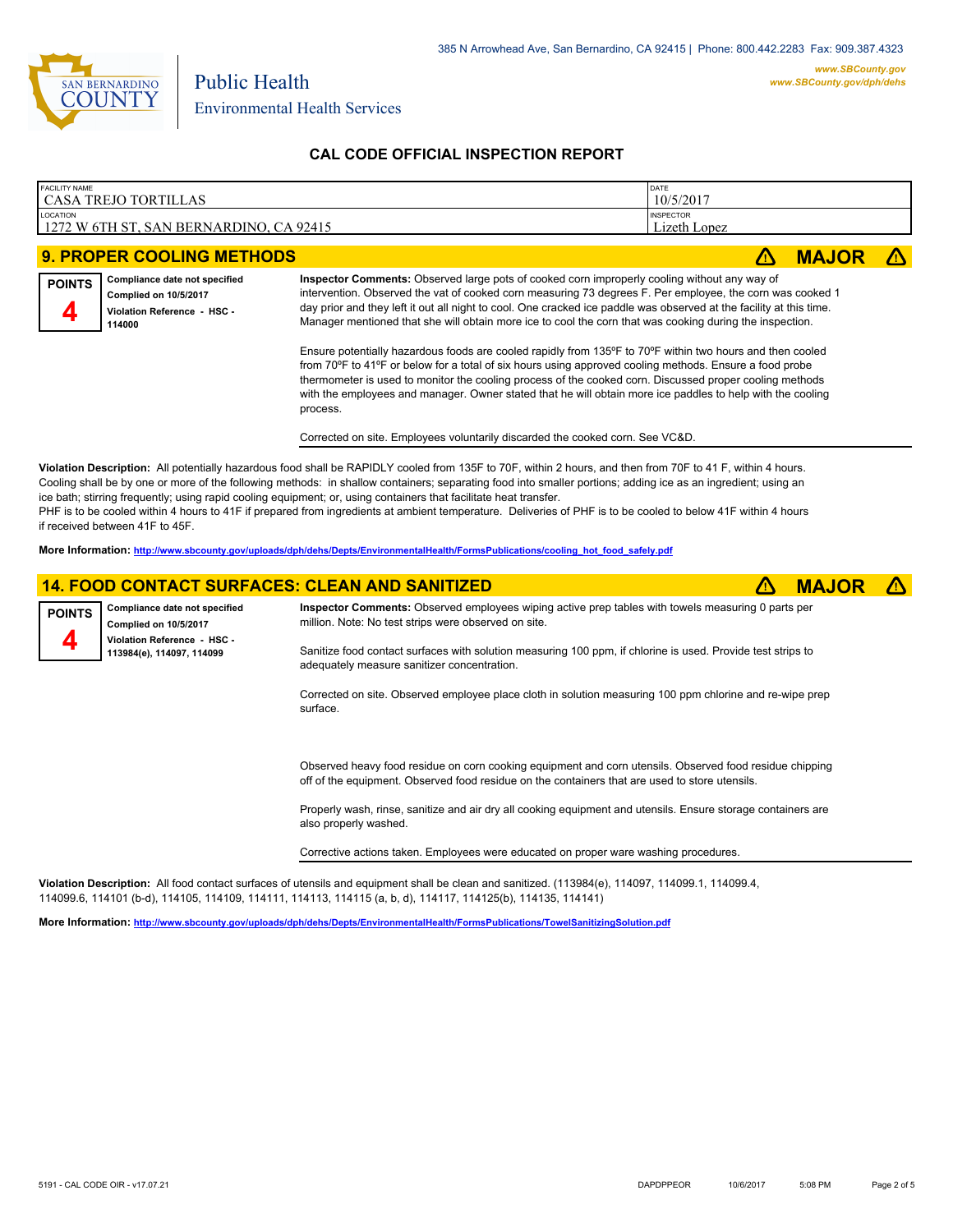385 N Arrowhead Ave, San Bernardino, CA 92415 | Phone: 800.442.2283 Fax: 909.387.4323

www.SBCounty.gov
www.SBCounty.gov/dph/dehs

SAN BERNARDINO COUNTY

Public Health
Environmental Health Services

## CAL CODE OFFICIAL INSPECTION REPORT

| FACILITY NAME | DATE |
|---|---|
| CASA TREJO TORTILLAS | 10/5/2017 |
| LOCATION | INSPECTOR |
| 1272 W 6TH ST, SAN BERNARDINO, CA 92415 | Lizeth Lopez |

### 9. PROPER COOLING METHODS — MAJOR

**POINTS** 4

**Compliance date not specified**
**Complied on 10/5/2017**
**Violation Reference - HSC - 114000**

**Inspector Comments:** Observed large pots of cooked corn improperly cooling without any way of intervention. Observed the vat of cooked corn measuring 73 degrees F. Per employee, the corn was cooked 1 day prior and they left it out all night to cool. One cracked ice paddle was observed at the facility at this time. Manager mentioned that she will obtain more ice to cool the corn that was cooking during the inspection.

Ensure potentially hazardous foods are cooled rapidly from 135ºF to 70ºF within two hours and then cooled from 70ºF to 41ºF or below for a total of six hours using approved cooling methods. Ensure a food probe thermometer is used to monitor the cooling process of the cooked corn. Discussed proper cooling methods with the employees and manager. Owner stated that he will obtain more ice paddles to help with the cooling process.

Corrected on site. Employees voluntarily discarded the cooked corn. See VC&D.

**Violation Description:** All potentially hazardous food shall be RAPIDLY cooled from 135F to 70F, within 2 hours, and then from 70F to 41 F, within 4 hours. Cooling shall be by one or more of the following methods: in shallow containers; separating food into smaller portions; adding ice as an ingredient; using an ice bath; stirring frequently; using rapid cooling equipment; or, using containers that facilitate heat transfer.
PHF is to be cooled within 4 hours to 41F if prepared from ingredients at ambient temperature. Deliveries of PHF is to be cooled to below 41F within 4 hours if received between 41F to 45F.

**More Information:** http://www.sbcounty.gov/uploads/dph/dehs/Depts/EnvironmentalHealth/FormsPublications/cooling_hot_food_safely.pdf

### 14. FOOD CONTACT SURFACES: CLEAN AND SANITIZED — MAJOR

**POINTS** 4

**Compliance date not specified**
**Complied on 10/5/2017**
**Violation Reference - HSC - 113984(e), 114097, 114099**

**Inspector Comments:** Observed employees wiping active prep tables with towels measuring 0 parts per million. Note: No test strips were observed on site.

Sanitize food contact surfaces with solution measuring 100 ppm, if chlorine is used. Provide test strips to adequately measure sanitizer concentration.

Corrected on site. Observed employee place cloth in solution measuring 100 ppm chlorine and re-wipe prep surface.

Observed heavy food residue on corn cooking equipment and corn utensils. Observed food residue chipping off of the equipment. Observed food residue on the containers that are used to store utensils.

Properly wash, rinse, sanitize and air dry all cooking equipment and utensils. Ensure storage containers are also properly washed.

Corrective actions taken. Employees were educated on proper ware washing procedures.

**Violation Description:** All food contact surfaces of utensils and equipment shall be clean and sanitized. (113984(e), 114097, 114099.1, 114099.4, 114099.6, 114101 (b-d), 114105, 114109, 114111, 114113, 114115 (a, b, d), 114117, 114125(b), 114135, 114141)

**More Information:** http://www.sbcounty.gov/uploads/dph/dehs/Depts/EnvironmentalHealth/FormsPublications/TowelSanitizingSolution.pdf

5191 - CAL CODE OIR - v17.07.21 DAPDPPEOR 10/6/2017 5:08 PM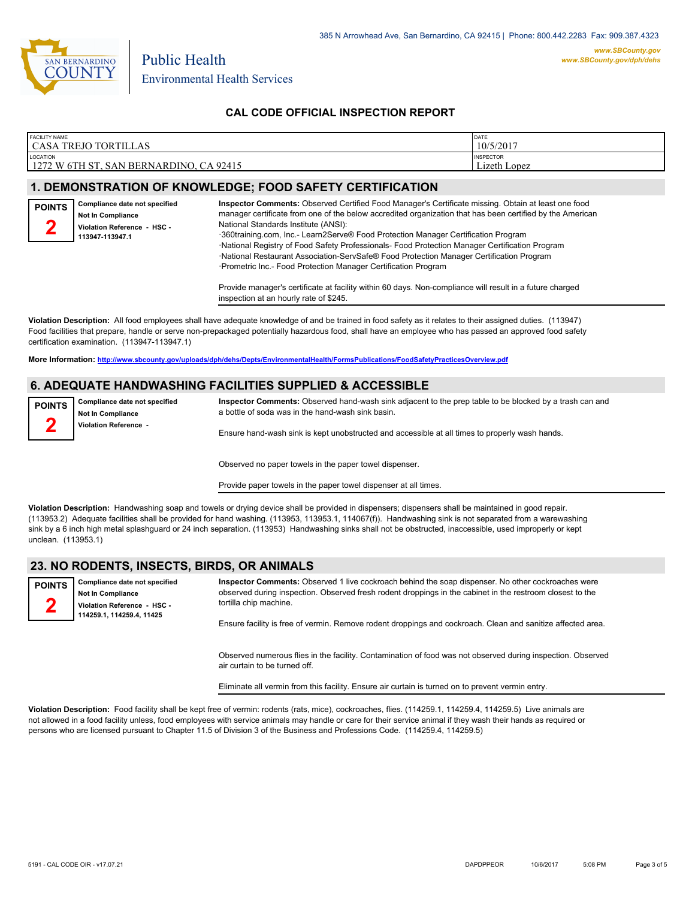385 N Arrowhead Ave, San Bernardino, CA 92415 | Phone: 800.442.2283 Fax: 909.387.4323

www.SBCounty.gov
www.SBCounty.gov/dph/dehs

SAN BERNARDINO COUNTY

Public Health
Environmental Health Services

## CAL CODE OFFICIAL INSPECTION REPORT

| FACILITY NAME | DATE |
|---|---|
| CASA TREJO TORTILLAS | 10/5/2017 |
| **LOCATION** | **INSPECTOR** |
| 1272 W 6TH ST, SAN BERNARDINO, CA 92415 | Lizeth Lopez |

## 1. DEMONSTRATION OF KNOWLEDGE; FOOD SAFETY CERTIFICATION

**POINTS 2**

**Compliance date not specified**
**Not In Compliance**
**Violation Reference - HSC - 113947-113947.1**

**Inspector Comments:** Observed Certified Food Manager's Certificate missing. Obtain at least one food manager certificate from one of the below accredited organization that has been certified by the American National Standards Institute (ANSI):
·360training.com, Inc.- Learn2Serve® Food Protection Manager Certification Program
·National Registry of Food Safety Professionals- Food Protection Manager Certification Program
·National Restaurant Association-ServSafe® Food Protection Manager Certification Program
·Prometric Inc.- Food Protection Manager Certification Program

Provide manager's certificate at facility within 60 days. Non-compliance will result in a future charged inspection at an hourly rate of $245.

**Violation Description:** All food employees shall have adequate knowledge of and be trained in food safety as it relates to their assigned duties. (113947) Food facilities that prepare, handle or serve non-prepackaged potentially hazardous food, shall have an employee who has passed an approved food safety certification examination. (113947-113947.1)

**More Information:** http://www.sbcounty.gov/uploads/dph/dehs/Depts/EnvironmentalHealth/FormsPublications/FoodSafetyPracticesOverview.pdf

## 6. ADEQUATE HANDWASHING FACILITIES SUPPLIED & ACCESSIBLE

**POINTS 2**

**Compliance date not specified**
**Not In Compliance**
**Violation Reference -**

**Inspector Comments:** Observed hand-wash sink adjacent to the prep table to be blocked by a trash can and a bottle of soda was in the hand-wash sink basin.

Ensure hand-wash sink is kept unobstructed and accessible at all times to properly wash hands.

Observed no paper towels in the paper towel dispenser.

Provide paper towels in the paper towel dispenser at all times.

**Violation Description:** Handwashing soap and towels or drying device shall be provided in dispensers; dispensers shall be maintained in good repair. (113953.2) Adequate facilities shall be provided for hand washing. (113953, 113953.1, 114067(f)). Handwashing sink is not separated from a warewashing sink by a 6 inch high metal splashguard or 24 inch separation. (113953) Handwashing sinks shall not be obstructed, inaccessible, used improperly or kept unclean. (113953.1)

## 23. NO RODENTS, INSECTS, BIRDS, OR ANIMALS

**POINTS 2**

**Compliance date not specified**
**Not In Compliance**
**Violation Reference - HSC - 114259.1, 114259.4, 11425**

**Inspector Comments:** Observed 1 live cockroach behind the soap dispenser. No other cockroaches were observed during inspection. Observed fresh rodent droppings in the cabinet in the restroom closest to the tortilla chip machine.

Ensure facility is free of vermin. Remove rodent droppings and cockroach. Clean and sanitize affected area.

Observed numerous flies in the facility. Contamination of food was not observed during inspection. Observed air curtain to be turned off.

Eliminate all vermin from this facility. Ensure air curtain is turned on to prevent vermin entry.

**Violation Description:** Food facility shall be kept free of vermin: rodents (rats, mice), cockroaches, flies. (114259.1, 114259.4, 114259.5) Live animals are not allowed in a food facility unless, food employees with service animals may handle or care for their service animal if they wash their hands as required or persons who are licensed pursuant to Chapter 11.5 of Division 3 of the Business and Professions Code. (114259.4, 114259.5)

5191 - CAL CODE OIR - v17.07.21 DAPDPPEOR 10/6/2017 5:08 PM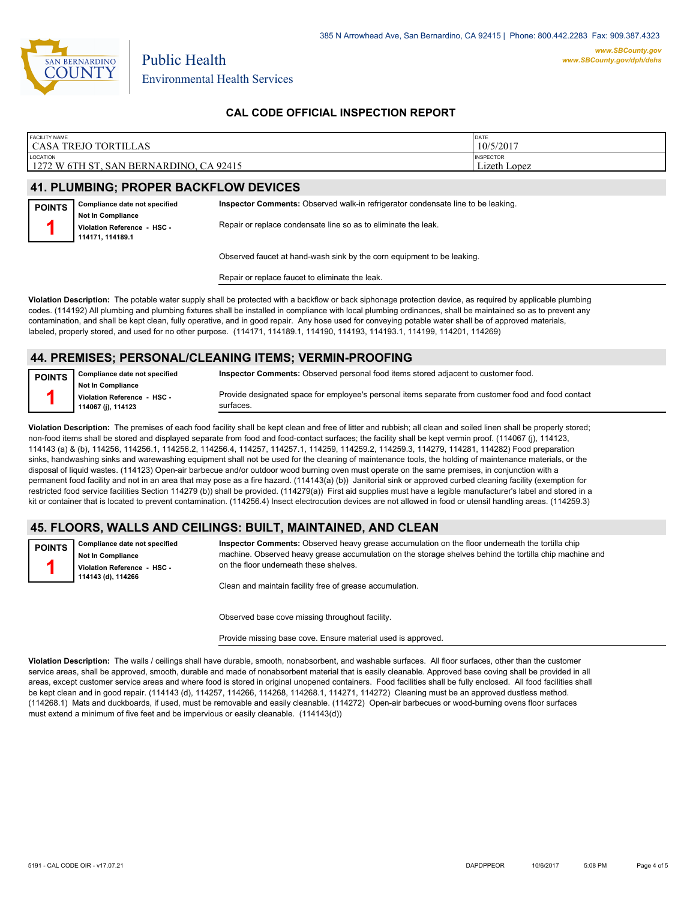## CAL CODE OFFICIAL INSPECTION REPORT

| FACILITY NAME | DATE |
| --- | --- |
| CASA TREJO TORTILLAS | 10/5/2017 |
| **LOCATION** | **INSPECTOR** |
| 1272 W 6TH ST, SAN BERNARDINO, CA 92415 | Lizeth Lopez |

## 41. PLUMBING; PROPER BACKFLOW DEVICES

**POINTS** 1

**Compliance date not specified**
**Not In Compliance**
**Violation Reference - HSC - 114171, 114189.1**

**Inspector Comments:** Observed walk-in refrigerator condensate line to be leaking.

Repair or replace condensate line so as to eliminate the leak.

Observed faucet at hand-wash sink by the corn equipment to be leaking.

Repair or replace faucet to eliminate the leak.

**Violation Description:** The potable water supply shall be protected with a backflow or back siphonage protection device, as required by applicable plumbing codes. (114192) All plumbing and plumbing fixtures shall be installed in compliance with local plumbing ordinances, shall be maintained so as to prevent any contamination, and shall be kept clean, fully operative, and in good repair. Any hose used for conveying potable water shall be of approved materials, labeled, properly stored, and used for no other purpose. (114171, 114189.1, 114190, 114193, 114193.1, 114199, 114201, 114269)

## 44. PREMISES; PERSONAL/CLEANING ITEMS; VERMIN-PROOFING

**POINTS** 1

**Compliance date not specified**
**Not In Compliance**
**Violation Reference - HSC - 114067 (j), 114123**

**Inspector Comments:** Observed personal food items stored adjacent to customer food.

Provide designated space for employee's personal items separate from customer food and food contact surfaces.

**Violation Description:** The premises of each food facility shall be kept clean and free of litter and rubbish; all clean and soiled linen shall be properly stored; non-food items shall be stored and displayed separate from food and food-contact surfaces; the facility shall be kept vermin proof. (114067 (j), 114123, 114143 (a) & (b), 114256, 114256.1, 114256.2, 114256.4, 114257, 114257.1, 114259, 114259.2, 114259.3, 114279, 114281, 114282) Food preparation sinks, handwashing sinks and warewashing equipment shall not be used for the cleaning of maintenance tools, the holding of maintenance materials, or the disposal of liquid wastes. (114123) Open-air barbecue and/or outdoor wood burning oven must operate on the same premises, in conjunction with a permanent food facility and not in an area that may pose as a fire hazard. (114143(a) (b)) Janitorial sink or approved curbed cleaning facility (exemption for restricted food service facilities Section 114279 (b)) shall be provided. (114279(a)) First aid supplies must have a legible manufacturer's label and stored in a kit or container that is located to prevent contamination. (114256.4) Insect electrocution devices are not allowed in food or utensil handling areas. (114259.3)

## 45. FLOORS, WALLS AND CEILINGS: BUILT, MAINTAINED, AND CLEAN

**POINTS** 1

**Compliance date not specified**
**Not In Compliance**
**Violation Reference - HSC - 114143 (d), 114266**

**Inspector Comments:** Observed heavy grease accumulation on the floor underneath the tortilla chip machine. Observed heavy grease accumulation on the storage shelves behind the tortilla chip machine and on the floor underneath these shelves.

Clean and maintain facility free of grease accumulation.

Observed base cove missing throughout facility.

Provide missing base cove. Ensure material used is approved.

**Violation Description:** The walls / ceilings shall have durable, smooth, nonabsorbent, and washable surfaces. All floor surfaces, other than the customer service areas, shall be approved, smooth, durable and made of nonabsorbent material that is easily cleanable. Approved base coving shall be provided in all areas, except customer service areas and where food is stored in original unopened containers. Food facilities shall be fully enclosed. All food facilities shall be kept clean and in good repair. (114143 (d), 114257, 114266, 114268, 114268.1, 114271, 114272) Cleaning must be an approved dustless method. (114268.1) Mats and duckboards, if used, must be removable and easily cleanable. (114272) Open-air barbecues or wood-burning ovens floor surfaces must extend a minimum of five feet and be impervious or easily cleanable. (114143(d))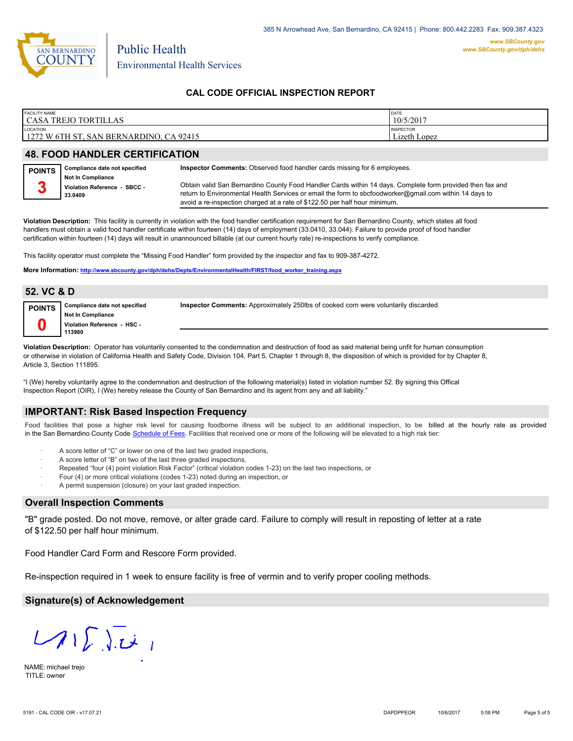385 N Arrowhead Ave, San Bernardino, CA 92415 | Phone: 800.442.2283 Fax: 909.387.4323

www.SBCounty.gov
www.SBCounty.gov/dph/dehs

Public Health
Environmental Health Services

## CAL CODE OFFICIAL INSPECTION REPORT

| FACILITY NAME | DATE |
|---|---|
| CASA TREJO TORTILLAS | 10/5/2017 |
| **LOCATION** | **INSPECTOR** |
| 1272 W 6TH ST, SAN BERNARDINO, CA 92415 | Lizeth Lopez |

## 48. FOOD HANDLER CERTIFICATION

**POINTS** 3

**Compliance date not specified**
**Not In Compliance**
**Violation Reference - SBCC - 33.0409**

**Inspector Comments:** Observed food handler cards missing for 6 employees.

Obtain valid San Bernardino County Food Handler Cards within 14 days. Complete form provided then fax and return to Environmental Health Services or email the form to sbcfoodworker@gmail.com within 14 days to avoid a re-inspection charged at a rate of $122.50 per half hour minimum.

**Violation Description:** This facility is currently in violation with the food handler certification requirement for San Bernardino County, which states all food handlers must obtain a valid food handler certificate within fourteen (14) days of employment (33.0410, 33.044). Failure to provide proof of food handler certification within fourteen (14) days will result in unannounced billable (at our current hourly rate) re-inspections to verify compliance.

This facility operator must complete the "Missing Food Handler" form provided by the inspector and fax to 909-387-4272.

**More Information:** http://www.sbcounty.gov/dph/dehs/Depts/EnvironmentalHealth/FIRST/food_worker_training.aspx

## 52. VC & D

**POINTS** 0

**Compliance date not specified**
**Not In Compliance**
**Violation Reference - HSC - 113980**

**Inspector Comments:** Approximately 250lbs of cooked corn were voluntarily discarded.

**Violation Description:** Operator has voluntarily consented to the condemnation and destruction of food as said material being unfit for human consumption or otherwise in violation of California Health and Safety Code, Division 104, Part 5, Chapter 1 through 8, the disposition of which is provided for by Chapter 8, Article 3, Section 111895.

"I (We) hereby voluntarily agree to the condemnation and destruction of the following material(s) listed in violation number 52. By signing this Offical Inspection Report (OIR), I (We) hereby release the County of San Bernardino and its agent from any and all liability."

## IMPORTANT: Risk Based Inspection Frequency

Food facilities that pose a higher risk level for causing foodborne illness will be subject to an additional inspection, to be billed at the hourly rate as provided in the San Bernardino County Code Schedule of Fees. Facilities that received one or more of the following will be elevated to a high risk tier:

- A score letter of "C" or lower on one of the last two graded inspections,
- A score letter of "B" on two of the last three graded inspections,
- Repeated "four (4) point violation Risk Factor" (critical violation codes 1-23) on the last two inspections, or
- Four (4) or more critical violations (codes 1-23) noted during an inspection, or
- A permit suspension (closure) on your last graded inspection.

## Overall Inspection Comments

"B" grade posted. Do not move, remove, or alter grade card. Failure to comply will result in reposting of letter at a rate of $122.50 per half hour minimum.

Food Handler Card Form and Rescore Form provided.

Re-inspection required in 1 week to ensure facility is free of vermin and to verify proper cooling methods.

## Signature(s) of Acknowledgement

NAME: michael trejo
TITLE: owner

5191 - CAL CODE OIR - v17.07.21 DAPDPPEOR 10/6/2017 5:08 PM